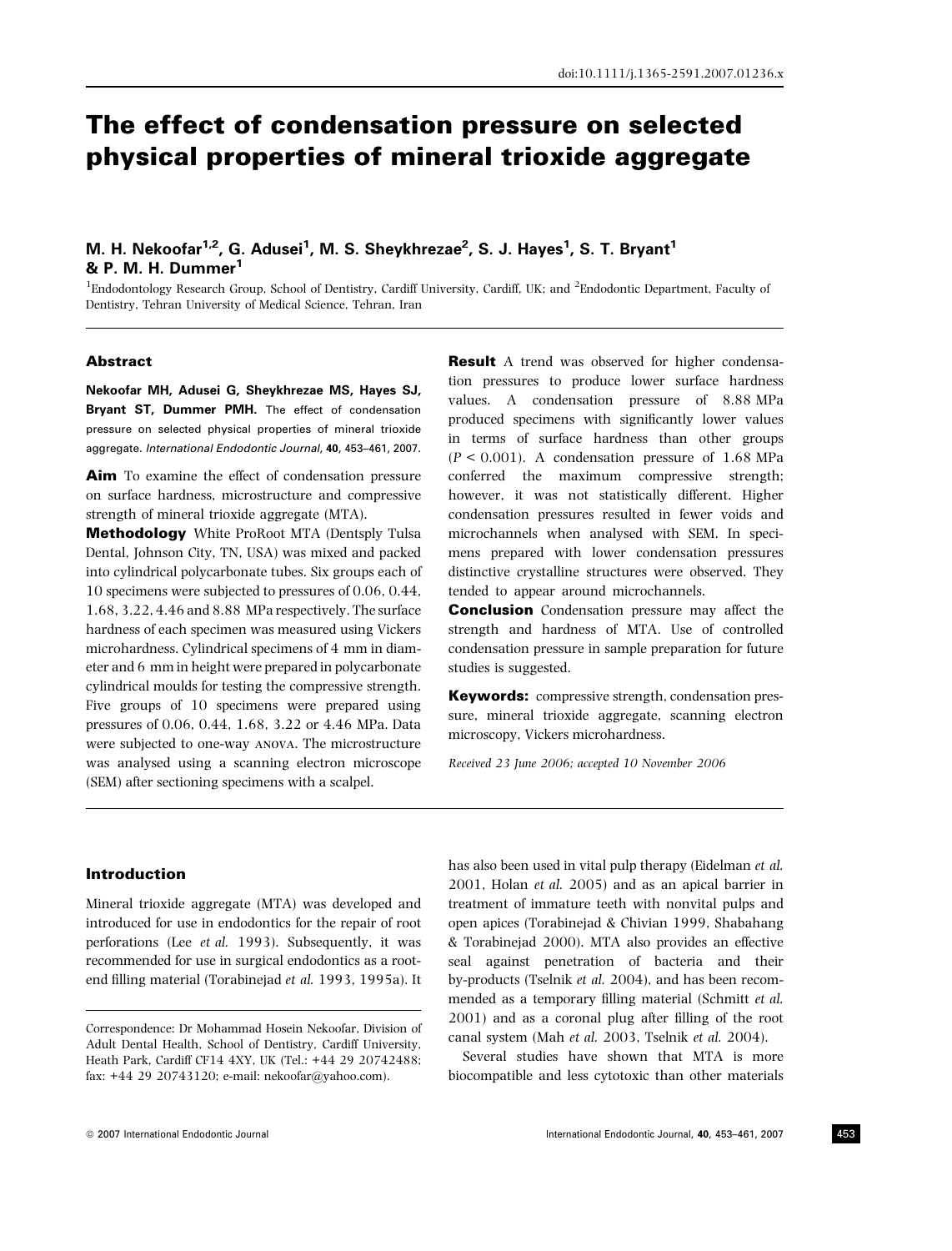# The effect of condensation pressure on selected physical properties of mineral trioxide aggregate

**M. H. Nekoofar[1,2], G. Adusei[1], M. S. Sheykhrezae[2], S. J. Hayes[1], S. T. Bryant[1] & P. M. H. Dummer[1]**

[1]Endodontology Research Group, School of Dentistry, Cardiff University, Cardiff, UK; and [2]Endodontic Department, Faculty of Dentistry, Tehran University of Medical Science, Tehran, Iran

## Abstract

**Nekoofar MH, Adusei G, Sheykhrezae MS, Hayes SJ, Bryant ST, Dummer PMH.** The effect of condensation pressure on selected physical properties of mineral trioxide aggregate. *International Endodontic Journal*, **40**, 453–461, 2007.

**Aim** To examine the effect of condensation pressure on surface hardness, microstructure and compressive strength of mineral trioxide aggregate (MTA).

**Methodology** White ProRoot MTA (Dentsply Tulsa Dental, Johnson City, TN, USA) was mixed and packed into cylindrical polycarbonate tubes. Six groups each of 10 specimens were subjected to pressures of 0.06, 0.44, 1.68, 3.22, 4.46 and 8.88 MPa respectively. The surface hardness of each specimen was measured using Vickers microhardness. Cylindrical specimens of 4 mm in diameter and 6 mm in height were prepared in polycarbonate cylindrical moulds for testing the compressive strength. Five groups of 10 specimens were prepared using pressures of 0.06, 0.44, 1.68, 3.22 or 4.46 MPa. Data were subjected to one-way ANOVA. The microstructure was analysed using a scanning electron microscope (SEM) after sectioning specimens with a scalpel.

**Result** A trend was observed for higher condensation pressures to produce lower surface hardness values. A condensation pressure of 8.88 MPa produced specimens with significantly lower values in terms of surface hardness than other groups ($P < 0.001$). A condensation pressure of 1.68 MPa conferred the maximum compressive strength; however, it was not statistically different. Higher condensation pressures resulted in fewer voids and microchannels when analysed with SEM. In specimens prepared with lower condensation pressures distinctive crystalline structures were observed. They tended to appear around microchannels.

**Conclusion** Condensation pressure may affect the strength and hardness of MTA. Use of controlled condensation pressure in sample preparation for future studies is suggested.

**Keywords:** compressive strength, condensation pressure, mineral trioxide aggregate, scanning electron microscopy, Vickers microhardness.

*Received 23 June 2006; accepted 10 November 2006*

## Introduction

Mineral trioxide aggregate (MTA) was developed and introduced for use in endodontics for the repair of root perforations (Lee *et al.* 1993). Subsequently, it was recommended for use in surgical endodontics as a root-end filling material (Torabinejad *et al.* 1993, 1995a). It has also been used in vital pulp therapy (Eidelman *et al.* 2001, Holan *et al.* 2005) and as an apical barrier in treatment of immature teeth with nonvital pulps and open apices (Torabinejad & Chivian 1999, Shabahang & Torabinejad 2000). MTA also provides an effective seal against penetration of bacteria and their by-products (Tselnik *et al.* 2004), and has been recommended as a temporary filling material (Schmitt *et al.* 2001) and as a coronal plug after filling of the root canal system (Mah *et al.* 2003, Tselnik *et al.* 2004).

Several studies have shown that MTA is more biocompatible and less cytotoxic than other materials

Correspondence: Dr Mohammad Hosein Nekoofar, Division of Adult Dental Health, School of Dentistry, Cardiff University, Heath Park, Cardiff CF14 4XY, UK (Tel.: +44 29 20742488; fax: +44 29 20743120; e-mail: nekoofar@yahoo.com).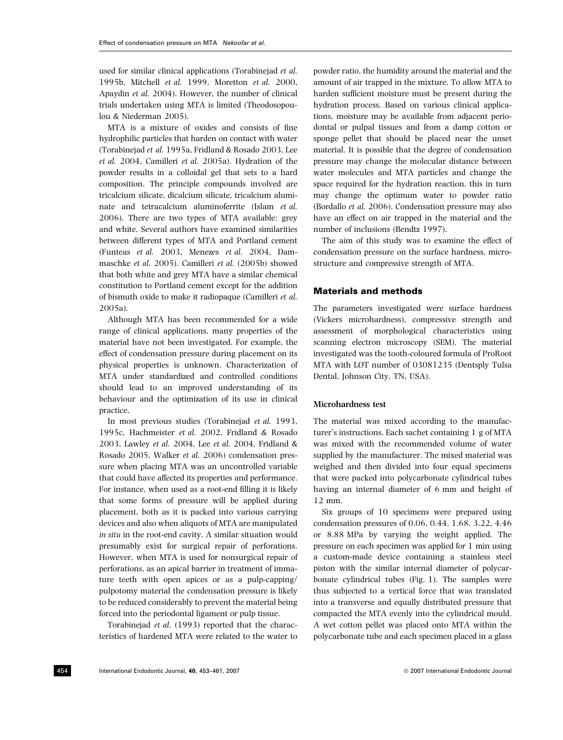used for similar clinical applications (Torabinejad *et al.* 1995b, Mitchell *et al.* 1999, Moretton *et al.* 2000, Apaydin *et al.* 2004). However, the number of clinical trials undertaken using MTA is limited (Theodosopoulou & Niederman 2005).

MTA is a mixture of oxides and consists of fine hydrophilic particles that harden on contact with water (Torabinejad *et al.* 1995a, Fridland & Rosado 2003, Lee *et al.* 2004, Camilleri *et al.* 2005a). Hydration of the powder results in a colloidal gel that sets to a hard composition. The principle compounds involved are tricalcium silicate, dicalcium silicate, tricalcium aluminate and tetracalcium aluminoferrite (Islam *et al.* 2006). There are two types of MTA available: grey and white. Several authors have examined similarities between different types of MTA and Portland cement (Funteas *et al.* 2003, Menezes *et al.* 2004, Dammaschke *et al.* 2005). Camilleri *et al.* (2005b) showed that both white and grey MTA have a similar chemical constitution to Portland cement except for the addition of bismuth oxide to make it radiopaque (Camilleri *et al.* 2005a).

Although MTA has been recommended for a wide range of clinical applications, many properties of the material have not been investigated. For example, the effect of condensation pressure during placement on its physical properties is unknown. Characterization of MTA under standardized and controlled conditions should lead to an improved understanding of its behaviour and the optimization of its use in clinical practice.

In most previous studies (Torabinejad *et al.* 1993, 1995c, Hachmeister *et al.* 2002, Fridland & Rosado 2003, Lawley *et al.* 2004, Lee *et al.* 2004, Fridland & Rosado 2005, Walker *et al.* 2006) condensation pressure when placing MTA was an uncontrolled variable that could have affected its properties and performance. For instance, when used as a root-end filling it is likely that some forms of pressure will be applied during placement, both as it is packed into various carrying devices and also when aliquots of MTA are manipulated *in situ* in the root-end cavity. A similar situation would presumably exist for surgical repair of perforations. However, when MTA is used for nonsurgical repair of perforations, as an apical barrier in treatment of immature teeth with open apices or as a pulp-capping/pulpotomy material the condensation pressure is likely to be reduced considerably to prevent the material being forced into the periodontal ligament or pulp tissue.

Torabinejad *et al.* (1993) reported that the characteristics of hardened MTA were related to the water to powder ratio, the humidity around the material and the amount of air trapped in the mixture. To allow MTA to harden sufficient moisture must be present during the hydration process. Based on various clinical applications, moisture may be available from adjacent periodontal or pulpal tissues and from a damp cotton or sponge pellet that should be placed near the unset material. It is possible that the degree of condensation pressure may change the molecular distance between water molecules and MTA particles and change the space required for the hydration reaction, this in turn may change the optimum water to powder ratio (Bordallo *et al.* 2006). Condensation pressure may also have an effect on air trapped in the material and the number of inclusions (Bendtz 1997).

The aim of this study was to examine the effect of condensation pressure on the surface hardness, microstructure and compressive strength of MTA.

## Materials and methods

The parameters investigated were surface hardness (Vickers microhardness), compressive strength and assessment of morphological characteristics using scanning electron microscopy (SEM). The material investigated was the tooth-coloured formula of ProRoot MTA with LOT number of 03081235 (Dentsply Tulsa Dental, Johnson City, TN, USA).

### Microhardness test

The material was mixed according to the manufacturer's instructions. Each sachet containing 1 g of MTA was mixed with the recommended volume of water supplied by the manufacturer. The mixed material was weighed and then divided into four equal specimens that were packed into polycarbonate cylindrical tubes having an internal diameter of 6 mm and height of 12 mm.

Six groups of 10 specimens were prepared using condensation pressures of 0.06, 0.44, 1.68, 3.22, 4.46 or 8.88 MPa by varying the weight applied. The pressure on each specimen was applied for 1 min using a custom-made device containing a stainless steel piston with the similar internal diameter of polycarbonate cylindrical tubes (Fig. 1). The samples were thus subjected to a vertical force that was translated into a transverse and equally distributed pressure that compacted the MTA evenly into the cylindrical mould. A wet cotton pellet was placed onto MTA within the polycarbonate tube and each specimen placed in a glass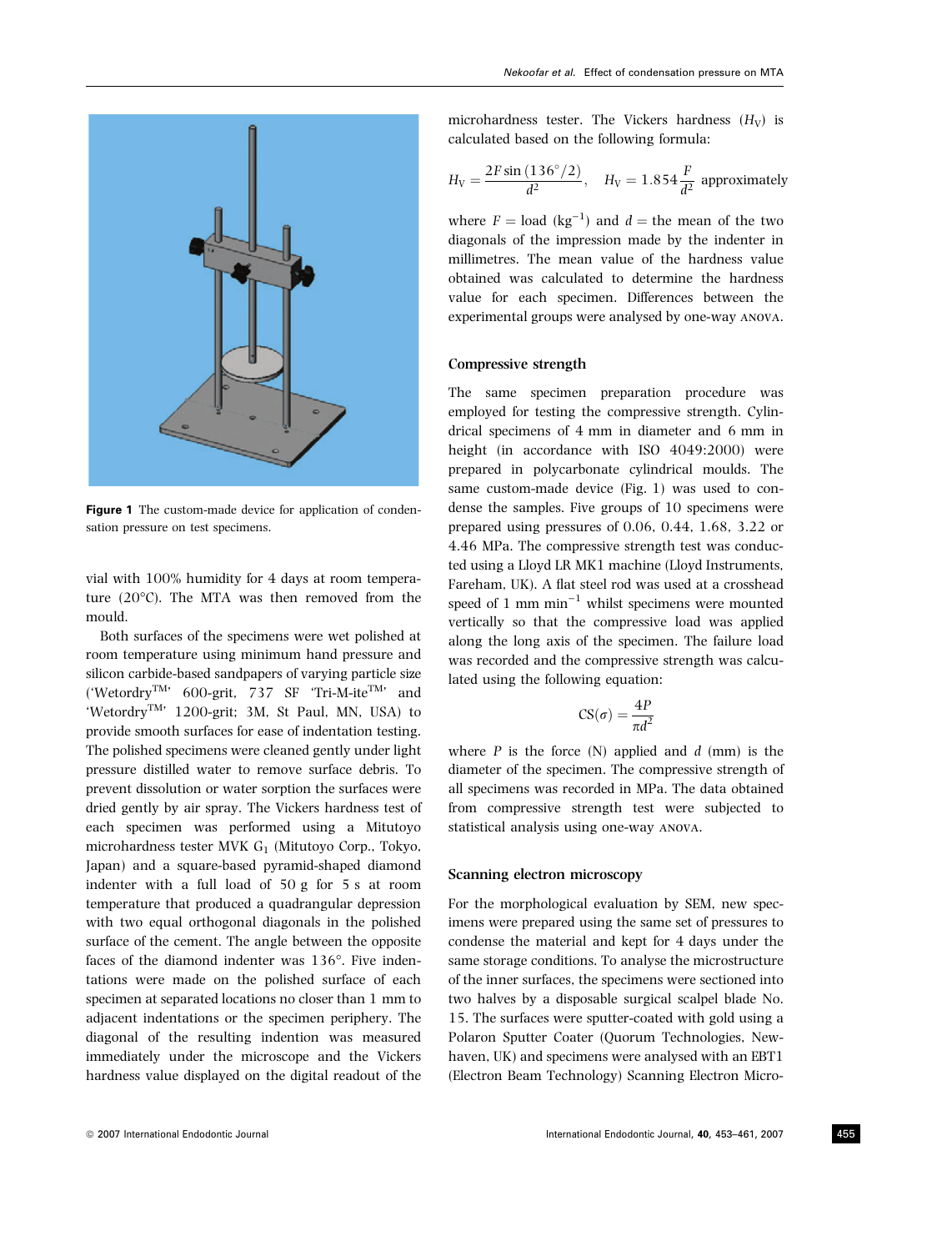Figure 1 The custom-made device for application of condensation pressure on test specimens.

vial with 100% humidity for 4 days at room temperature (20°C). The MTA was then removed from the mould.

Both surfaces of the specimens were wet polished at room temperature using minimum hand pressure and silicon carbide-based sandpapers of varying particle size ('Wetordry™' 600-grit, 737 SF 'Tri-M-ite™' and 'Wetordry™' 1200-grit; 3M, St Paul, MN, USA) to provide smooth surfaces for ease of indentation testing. The polished specimens were cleaned gently under light pressure distilled water to remove surface debris. To prevent dissolution or water sorption the surfaces were dried gently by air spray. The Vickers hardness test of each specimen was performed using a Mitutoyo microhardness tester MVK $G_1$ (Mitutoyo Corp., Tokyo, Japan) and a square-based pyramid-shaped diamond indenter with a full load of 50 g for 5 s at room temperature that produced a quadrangular depression with two equal orthogonal diagonals in the polished surface of the cement. The angle between the opposite faces of the diamond indenter was 136°. Five indentations were made on the polished surface of each specimen at separated locations no closer than 1 mm to adjacent indentations or the specimen periphery. The diagonal of the resulting indention was measured immediately under the microscope and the Vickers hardness value displayed on the digital readout of the microhardness tester. The Vickers hardness ($H_V$) is calculated based on the following formula:

$$H_V = \frac{2F\sin(136^\circ/2)}{d^2}, \quad H_V = 1.854\frac{F}{d^2} \text{ approximately}$$

where $F$ = load (kg$^{-1}$) and $d$ = the mean of the two diagonals of the impression made by the indenter in millimetres. The mean value of the hardness value obtained was calculated to determine the hardness value for each specimen. Differences between the experimental groups were analysed by one-way ANOVA.

### Compressive strength

The same specimen preparation procedure was employed for testing the compressive strength. Cylindrical specimens of 4 mm in diameter and 6 mm in height (in accordance with ISO 4049:2000) were prepared in polycarbonate cylindrical moulds. The same custom-made device (Fig. 1) was used to condense the samples. Five groups of 10 specimens were prepared using pressures of 0.06, 0.44, 1.68, 3.22 or 4.46 MPa. The compressive strength test was conducted using a Lloyd LR MK1 machine (Lloyd Instruments, Fareham, UK). A flat steel rod was used at a crosshead speed of 1 mm min$^{-1}$ whilst specimens were mounted vertically so that the compressive load was applied along the long axis of the specimen. The failure load was recorded and the compressive strength was calculated using the following equation:

$$\text{CS}(\sigma) = \frac{4P}{\pi d^2}$$

where $P$ is the force (N) applied and $d$ (mm) is the diameter of the specimen. The compressive strength of all specimens was recorded in MPa. The data obtained from compressive strength test were subjected to statistical analysis using one-way ANOVA.

### Scanning electron microscopy

For the morphological evaluation by SEM, new specimens were prepared using the same set of pressures to condense the material and kept for 4 days under the same storage conditions. To analyse the microstructure of the inner surfaces, the specimens were sectioned into two halves by a disposable surgical scalpel blade No. 15. The surfaces were sputter-coated with gold using a Polaron Sputter Coater (Quorum Technologies, Newhaven, UK) and specimens were analysed with an EBT1 (Electron Beam Technology) Scanning Electron Micro-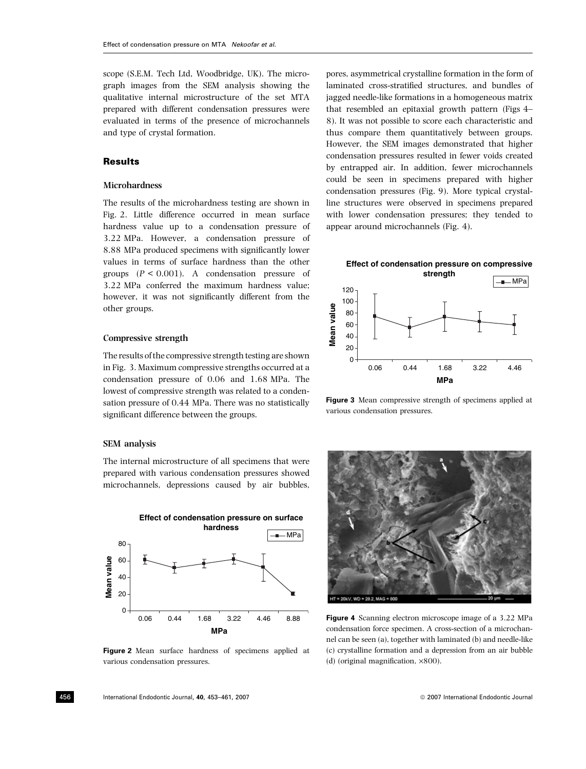scope (S.E.M. Tech Ltd, Woodbridge, UK). The micrograph images from the SEM analysis showing the qualitative internal microstructure of the set MTA prepared with different condensation pressures were evaluated in terms of the presence of microchannels and type of crystal formation.

## Results

### Microhardness

The results of the microhardness testing are shown in Fig. 2. Little difference occurred in mean surface hardness value up to a condensation pressure of 3.22 MPa. However, a condensation pressure of 8.88 MPa produced specimens with significantly lower values in terms of surface hardness than the other groups ($P < 0.001$). A condensation pressure of 3.22 MPa conferred the maximum hardness value; however, it was not significantly different from the other groups.

### Compressive strength

The results of the compressive strength testing are shown in Fig. 3. Maximum compressive strengths occurred at a condensation pressure of 0.06 and 1.68 MPa. The lowest of compressive strength was related to a condensation pressure of 0.44 MPa. There was no statistically significant difference between the groups.

### SEM analysis

The internal microstructure of all specimens that were prepared with various condensation pressures showed microchannels, depressions caused by air bubbles, pores, asymmetrical crystalline formation in the form of laminated cross-stratified structures, and bundles of jagged needle-like formations in a homogeneous matrix that resembled an epitaxial growth pattern (Figs 4–8). It was not possible to score each characteristic and thus compare them quantitatively between groups. However, the SEM images demonstrated that higher condensation pressures resulted in fewer voids created by entrapped air. In addition, fewer microchannels could be seen in specimens prepared with higher condensation pressures (Fig. 9). More typical crystalline structures were observed in specimens prepared with lower condensation pressures; they tended to appear around microchannels (Fig. 4).

**Figure 2** Mean surface hardness of specimens applied at various condensation pressures.

**Figure 3** Mean compressive strength of specimens applied at various condensation pressures.

**Figure 4** Scanning electron microscope image of a 3.22 MPa condensation force specimen. A cross-section of a microchannel can be seen (a), together with laminated (b) and needle-like (c) crystalline formation and a depression from an air bubble (d) (original magnification, ×800).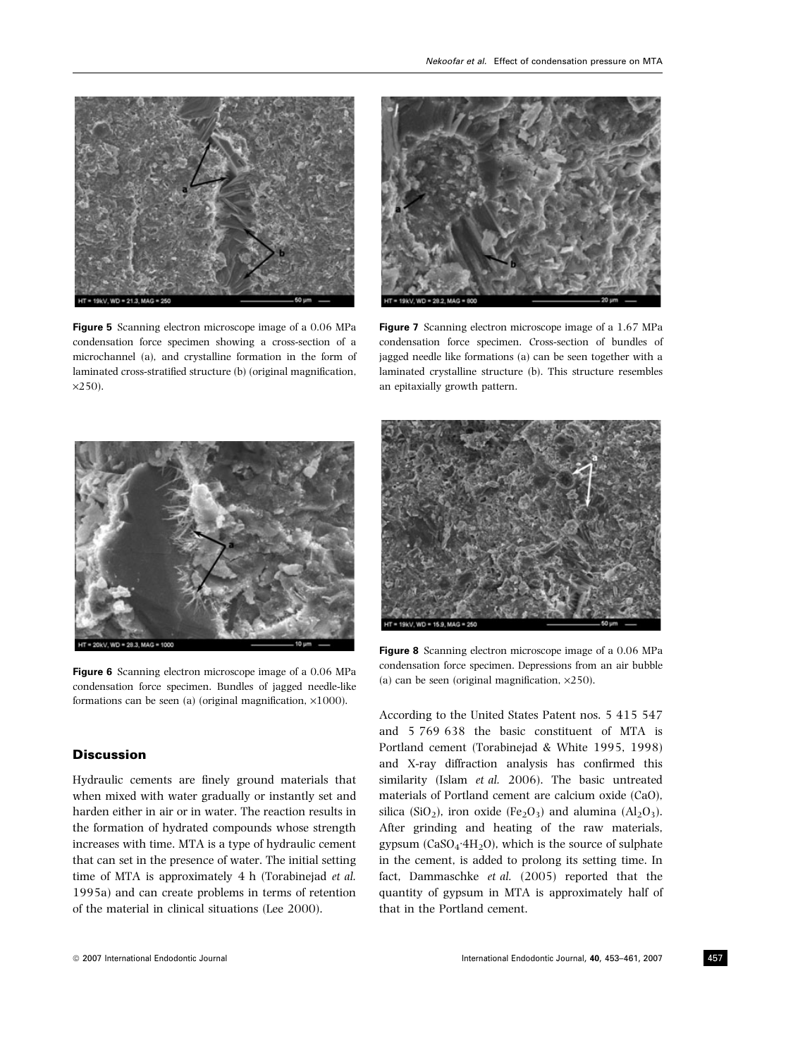**Figure 5** Scanning electron microscope image of a 0.06 MPa condensation force specimen showing a cross-section of a microchannel (a), and crystalline formation in the form of laminated cross-stratified structure (b) (original magnification, ×250).

**Figure 7** Scanning electron microscope image of a 1.67 MPa condensation force specimen. Cross-section of bundles of jagged needle like formations (a) can be seen together with a laminated crystalline structure (b). This structure resembles an epitaxially growth pattern.

**Figure 6** Scanning electron microscope image of a 0.06 MPa condensation force specimen. Bundles of jagged needle-like formations can be seen (a) (original magnification, ×1000).

**Figure 8** Scanning electron microscope image of a 0.06 MPa condensation force specimen. Depressions from an air bubble (a) can be seen (original magnification, ×250).

## Discussion

Hydraulic cements are finely ground materials that when mixed with water gradually or instantly set and harden either in air or in water. The reaction results in the formation of hydrated compounds whose strength increases with time. MTA is a type of hydraulic cement that can set in the presence of water. The initial setting time of MTA is approximately 4 h (Torabinejad *et al.* 1995a) and can create problems in terms of retention of the material in clinical situations (Lee 2000).

According to the United States Patent nos. 5 415 547 and 5 769 638 the basic constituent of MTA is Portland cement (Torabinejad & White 1995, 1998) and X-ray diffraction analysis has confirmed this similarity (Islam *et al.* 2006). The basic untreated materials of Portland cement are calcium oxide (CaO), silica ($SiO_2$), iron oxide ($Fe_2O_3$) and alumina ($Al_2O_3$). After grinding and heating of the raw materials, gypsum ($CaSO_4 \cdot 4H_2O$), which is the source of sulphate in the cement, is added to prolong its setting time. In fact, Dammaschke *et al.* (2005) reported that the quantity of gypsum in MTA is approximately half of that in the Portland cement.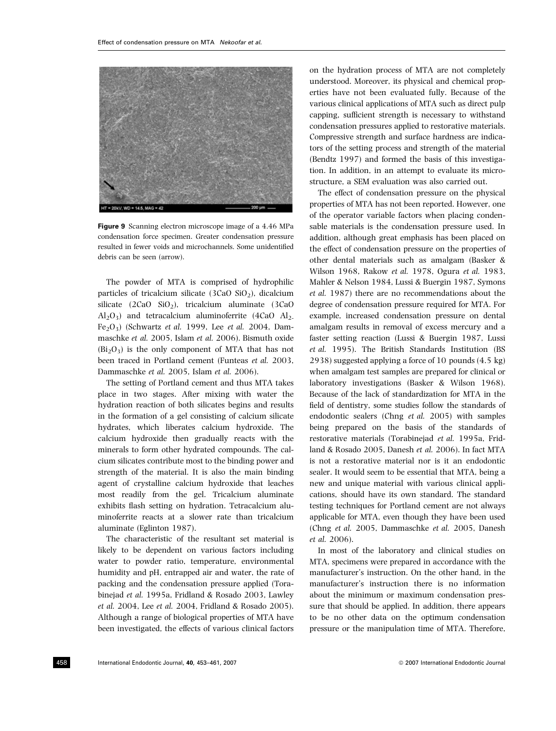Figure 9 Scanning electron microscope image of a 4.46 MPa condensation force specimen. Greater condensation pressure resulted in fewer voids and microchannels. Some unidentified debris can be seen (arrow).

The powder of MTA is comprised of hydrophilic particles of tricalcium silicate ($3CaO\ SiO_2$), dicalcium silicate ($2CaO\ SiO_2$), tricalcium aluminate ($3CaO\ Al_2O_3$) and tetracalcium aluminoferrite ($4CaO\ Al_2$-$Fe_2O_3$) (Schwartz *et al.* 1999, Lee *et al.* 2004, Dammaschke *et al.* 2005, Islam *et al.* 2006). Bismuth oxide ($Bi_2O_3$) is the only component of MTA that has not been traced in Portland cement (Funteas *et al.* 2003, Dammaschke *et al.* 2005, Islam *et al.* 2006).

The setting of Portland cement and thus MTA takes place in two stages. After mixing with water the hydration reaction of both silicates begins and results in the formation of a gel consisting of calcium silicate hydrates, which liberates calcium hydroxide. The calcium hydroxide then gradually reacts with the minerals to form other hydrated compounds. The calcium silicates contribute most to the binding power and strength of the material. It is also the main binding agent of crystalline calcium hydroxide that leaches most readily from the gel. Tricalcium aluminate exhibits flash setting on hydration. Tetracalcium aluminoferrite reacts at a slower rate than tricalcium aluminate (Eglinton 1987).

The characteristic of the resultant set material is likely to be dependent on various factors including water to powder ratio, temperature, environmental humidity and pH, entrapped air and water, the rate of packing and the condensation pressure applied (Torabinejad *et al.* 1995a, Fridland & Rosado 2003, Lawley *et al.* 2004, Lee *et al.* 2004, Fridland & Rosado 2005). Although a range of biological properties of MTA have been investigated, the effects of various clinical factors on the hydration process of MTA are not completely understood. Moreover, its physical and chemical properties have not been evaluated fully. Because of the various clinical applications of MTA such as direct pulp capping, sufficient strength is necessary to withstand condensation pressures applied to restorative materials. Compressive strength and surface hardness are indicators of the setting process and strength of the material (Bendtz 1997) and formed the basis of this investigation. In addition, in an attempt to evaluate its microstructure, a SEM evaluation was also carried out.

The effect of condensation pressure on the physical properties of MTA has not been reported. However, one of the operator variable factors when placing condensable materials is the condensation pressure used. In addition, although great emphasis has been placed on the effect of condensation pressure on the properties of other dental materials such as amalgam (Basker & Wilson 1968, Rakow *et al.* 1978, Ogura *et al.* 1983, Mahler & Nelson 1984, Lussi & Buergin 1987, Symons *et al.* 1987) there are no recommendations about the degree of condensation pressure required for MTA. For example, increased condensation pressure on dental amalgam results in removal of excess mercury and a faster setting reaction (Lussi & Buergin 1987, Lussi *et al.* 1995). The British Standards Institution (BS 2938) suggested applying a force of 10 pounds (4.5 kg) when amalgam test samples are prepared for clinical or laboratory investigations (Basker & Wilson 1968). Because of the lack of standardization for MTA in the field of dentistry, some studies follow the standards of endodontic sealers (Chng *et al.* 2005) with samples being prepared on the basis of the standards of restorative materials (Torabinejad *et al.* 1995a, Fridland & Rosado 2005, Danesh *et al.* 2006). In fact MTA is not a restorative material nor is it an endodontic sealer. It would seem to be essential that MTA, being a new and unique material with various clinical applications, should have its own standard. The standard testing techniques for Portland cement are not always applicable for MTA, even though they have been used (Chng *et al.* 2005, Dammaschke *et al.* 2005, Danesh *et al.* 2006).

In most of the laboratory and clinical studies on MTA, specimens were prepared in accordance with the manufacturer's instruction. On the other hand, in the manufacturer's instruction there is no information about the minimum or maximum condensation pressure that should be applied. In addition, there appears to be no other data on the optimum condensation pressure or the manipulation time of MTA. Therefore,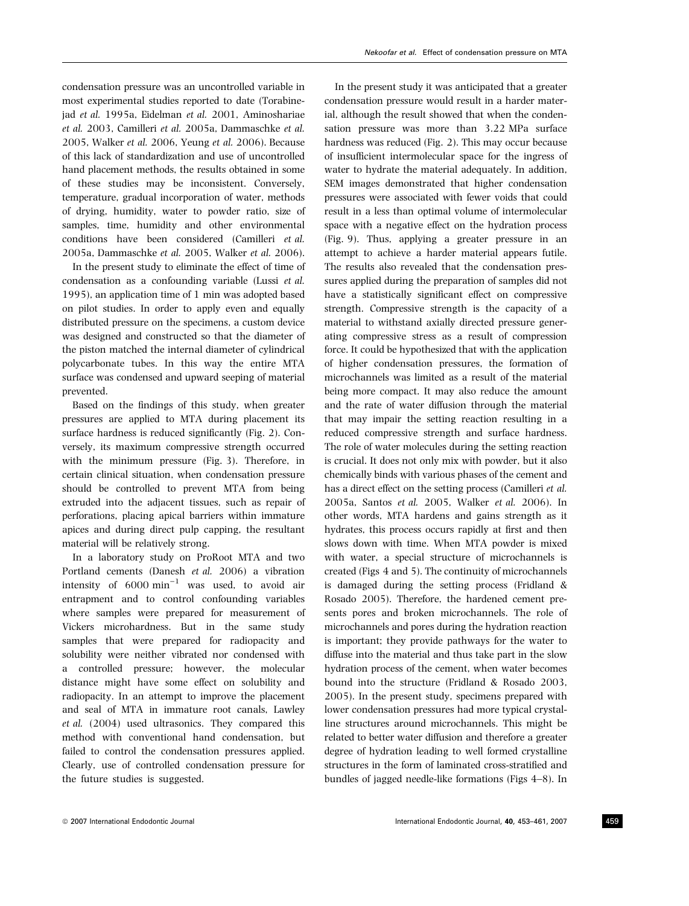condensation pressure was an uncontrolled variable in most experimental studies reported to date (Torabinejad *et al.* 1995a, Eidelman *et al.* 2001, Aminoshariae *et al.* 2003, Camilleri *et al.* 2005a, Dammaschke *et al.* 2005, Walker *et al.* 2006, Yeung *et al.* 2006). Because of this lack of standardization and use of uncontrolled hand placement methods, the results obtained in some of these studies may be inconsistent. Conversely, temperature, gradual incorporation of water, methods of drying, humidity, water to powder ratio, size of samples, time, humidity and other environmental conditions have been considered (Camilleri *et al.* 2005a, Dammaschke *et al.* 2005, Walker *et al.* 2006).

In the present study to eliminate the effect of time of condensation as a confounding variable (Lussi *et al.* 1995), an application time of 1 min was adopted based on pilot studies. In order to apply even and equally distributed pressure on the specimens, a custom device was designed and constructed so that the diameter of the piston matched the internal diameter of cylindrical polycarbonate tubes. In this way the entire MTA surface was condensed and upward seeping of material prevented.

Based on the findings of this study, when greater pressures are applied to MTA during placement its surface hardness is reduced significantly (Fig. 2). Conversely, its maximum compressive strength occurred with the minimum pressure (Fig. 3). Therefore, in certain clinical situation, when condensation pressure should be controlled to prevent MTA from being extruded into the adjacent tissues, such as repair of perforations, placing apical barriers within immature apices and during direct pulp capping, the resultant material will be relatively strong.

In a laboratory study on ProRoot MTA and two Portland cements (Danesh *et al.* 2006) a vibration intensity of $6000\ \mathrm{min}^{-1}$ was used, to avoid air entrapment and to control confounding variables where samples were prepared for measurement of Vickers microhardness. But in the same study samples that were prepared for radiopacity and solubility were neither vibrated nor condensed with a controlled pressure; however, the molecular distance might have some effect on solubility and radiopacity. In an attempt to improve the placement and seal of MTA in immature root canals, Lawley *et al.* (2004) used ultrasonics. They compared this method with conventional hand condensation, but failed to control the condensation pressures applied. Clearly, use of controlled condensation pressure for the future studies is suggested.

In the present study it was anticipated that a greater condensation pressure would result in a harder material, although the result showed that when the condensation pressure was more than 3.22 MPa surface hardness was reduced (Fig. 2). This may occur because of insufficient intermolecular space for the ingress of water to hydrate the material adequately. In addition, SEM images demonstrated that higher condensation pressures were associated with fewer voids that could result in a less than optimal volume of intermolecular space with a negative effect on the hydration process (Fig. 9). Thus, applying a greater pressure in an attempt to achieve a harder material appears futile. The results also revealed that the condensation pressures applied during the preparation of samples did not have a statistically significant effect on compressive strength. Compressive strength is the capacity of a material to withstand axially directed pressure generating compressive stress as a result of compression force. It could be hypothesized that with the application of higher condensation pressures, the formation of microchannels was limited as a result of the material being more compact. It may also reduce the amount and the rate of water diffusion through the material that may impair the setting reaction resulting in a reduced compressive strength and surface hardness. The role of water molecules during the setting reaction is crucial. It does not only mix with powder, but it also chemically binds with various phases of the cement and has a direct effect on the setting process (Camilleri *et al.* 2005a, Santos *et al.* 2005, Walker *et al.* 2006). In other words, MTA hardens and gains strength as it hydrates, this process occurs rapidly at first and then slows down with time. When MTA powder is mixed with water, a special structure of microchannels is created (Figs 4 and 5). The continuity of microchannels is damaged during the setting process (Fridland & Rosado 2005). Therefore, the hardened cement presents pores and broken microchannels. The role of microchannels and pores during the hydration reaction is important; they provide pathways for the water to diffuse into the material and thus take part in the slow hydration process of the cement, when water becomes bound into the structure (Fridland & Rosado 2003, 2005). In the present study, specimens prepared with lower condensation pressures had more typical crystalline structures around microchannels. This might be related to better water diffusion and therefore a greater degree of hydration leading to well formed crystalline structures in the form of laminated cross-stratified and bundles of jagged needle-like formations (Figs 4–8). In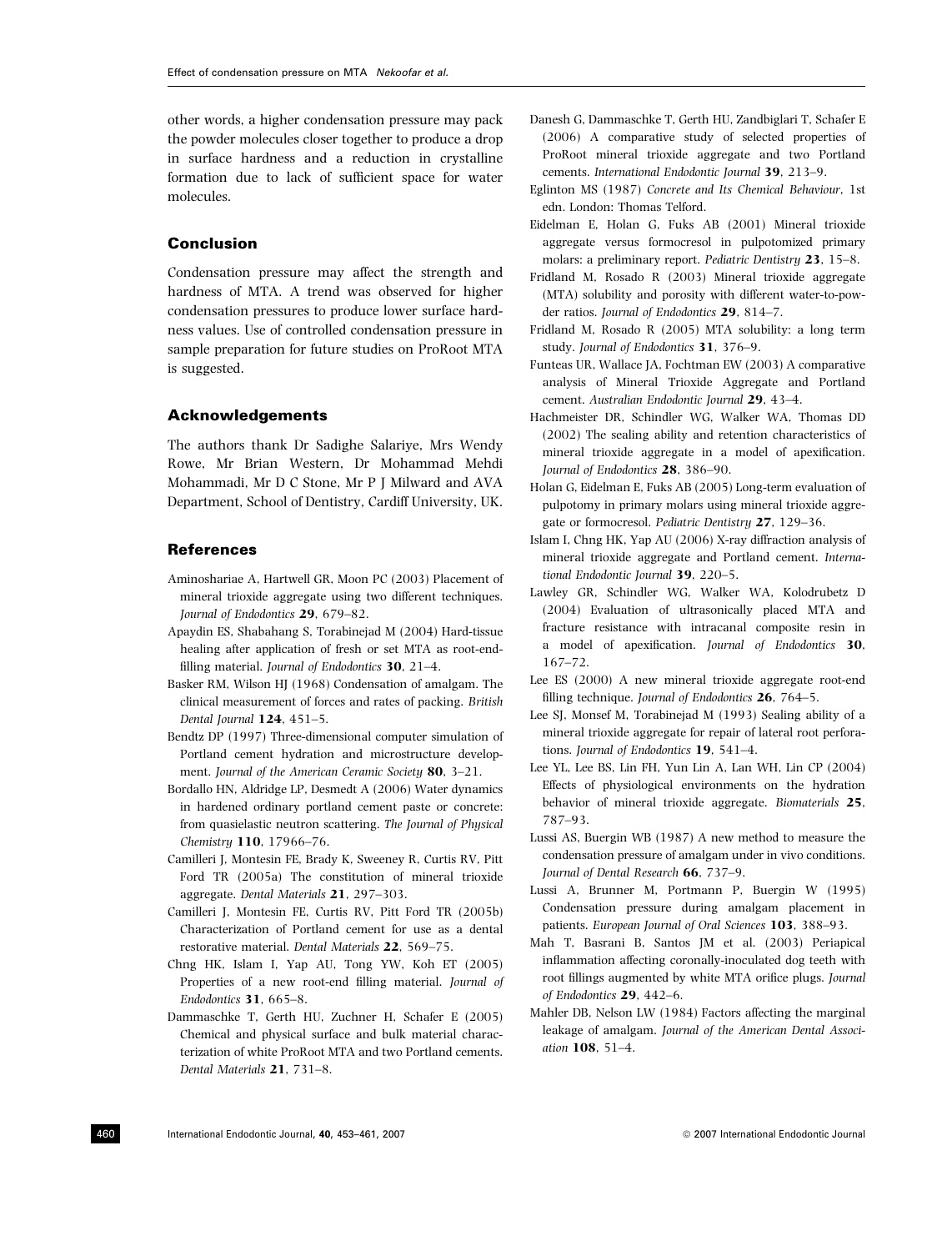other words, a higher condensation pressure may pack the powder molecules closer together to produce a drop in surface hardness and a reduction in crystalline formation due to lack of sufficient space for water molecules.

## Conclusion

Condensation pressure may affect the strength and hardness of MTA. A trend was observed for higher condensation pressures to produce lower surface hardness values. Use of controlled condensation pressure in sample preparation for future studies on ProRoot MTA is suggested.

## Acknowledgements

The authors thank Dr Sadighe Salariye, Mrs Wendy Rowe, Mr Brian Western, Dr Mohammad Mehdi Mohammadi, Mr D C Stone, Mr P J Milward and AVA Department, School of Dentistry, Cardiff University, UK.

## References

Aminoshariae A, Hartwell GR, Moon PC (2003) Placement of mineral trioxide aggregate using two different techniques. *Journal of Endodontics* **29**, 679–82.

Apaydin ES, Shabahang S, Torabinejad M (2004) Hard-tissue healing after application of fresh or set MTA as root-end-filling material. *Journal of Endodontics* **30**, 21–4.

Basker RM, Wilson HJ (1968) Condensation of amalgam. The clinical measurement of forces and rates of packing. *British Dental Journal* **124**, 451–5.

Bendtz DP (1997) Three-dimensional computer simulation of Portland cement hydration and microstructure development. *Journal of the American Ceramic Society* **80**, 3–21.

Bordallo HN, Aldridge LP, Desmedt A (2006) Water dynamics in hardened ordinary portland cement paste or concrete: from quasielastic neutron scattering. *The Journal of Physical Chemistry* **110**, 17966–76.

Camilleri J, Montesin FE, Brady K, Sweeney R, Curtis RV, Pitt Ford TR (2005a) The constitution of mineral trioxide aggregate. *Dental Materials* **21**, 297–303.

Camilleri J, Montesin FE, Curtis RV, Pitt Ford TR (2005b) Characterization of Portland cement for use as a dental restorative material. *Dental Materials* **22**, 569–75.

Chng HK, Islam I, Yap AU, Tong YW, Koh ET (2005) Properties of a new root-end filling material. *Journal of Endodontics* **31**, 665–8.

Dammaschke T, Gerth HU, Zuchner H, Schafer E (2005) Chemical and physical surface and bulk material characterization of white ProRoot MTA and two Portland cements. *Dental Materials* **21**, 731–8.

Danesh G, Dammaschke T, Gerth HU, Zandbiglari T, Schafer E (2006) A comparative study of selected properties of ProRoot mineral trioxide aggregate and two Portland cements. *International Endodontic Journal* **39**, 213–9.

Eglinton MS (1987) *Concrete and Its Chemical Behaviour*, 1st edn. London: Thomas Telford.

Eidelman E, Holan G, Fuks AB (2001) Mineral trioxide aggregate versus formocresol in pulpotomized primary molars: a preliminary report. *Pediatric Dentistry* **23**, 15–8.

Fridland M, Rosado R (2003) Mineral trioxide aggregate (MTA) solubility and porosity with different water-to-powder ratios. *Journal of Endodontics* **29**, 814–7.

Fridland M, Rosado R (2005) MTA solubility: a long term study. *Journal of Endodontics* **31**, 376–9.

Funteas UR, Wallace JA, Fochtman EW (2003) A comparative analysis of Mineral Trioxide Aggregate and Portland cement. *Australian Endodontic Journal* **29**, 43–4.

Hachmeister DR, Schindler WG, Walker WA, Thomas DD (2002) The sealing ability and retention characteristics of mineral trioxide aggregate in a model of apexification. *Journal of Endodontics* **28**, 386–90.

Holan G, Eidelman E, Fuks AB (2005) Long-term evaluation of pulpotomy in primary molars using mineral trioxide aggregate or formocresol. *Pediatric Dentistry* **27**, 129–36.

Islam I, Chng HK, Yap AU (2006) X-ray diffraction analysis of mineral trioxide aggregate and Portland cement. *International Endodontic Journal* **39**, 220–5.

Lawley GR, Schindler WG, Walker WA, Kolodrubetz D (2004) Evaluation of ultrasonically placed MTA and fracture resistance with intracanal composite resin in a model of apexification. *Journal of Endodontics* **30**, 167–72.

Lee ES (2000) A new mineral trioxide aggregate root-end filling technique. *Journal of Endodontics* **26**, 764–5.

Lee SJ, Monsef M, Torabinejad M (1993) Sealing ability of a mineral trioxide aggregate for repair of lateral root perforations. *Journal of Endodontics* **19**, 541–4.

Lee YL, Lee BS, Lin FH, Yun Lin A, Lan WH, Lin CP (2004) Effects of physiological environments on the hydration behavior of mineral trioxide aggregate. *Biomaterials* **25**, 787–93.

Lussi AS, Buergin WB (1987) A new method to measure the condensation pressure of amalgam under in vivo conditions. *Journal of Dental Research* **66**, 737–9.

Lussi A, Brunner M, Portmann P, Buergin W (1995) Condensation pressure during amalgam placement in patients. *European Journal of Oral Sciences* **103**, 388–93.

Mah T, Basrani B, Santos JM et al. (2003) Periapical inflammation affecting coronally-inoculated dog teeth with root fillings augmented by white MTA orifice plugs. *Journal of Endodontics* **29**, 442–6.

Mahler DB, Nelson LW (1984) Factors affecting the marginal leakage of amalgam. *Journal of the American Dental Association* **108**, 51–4.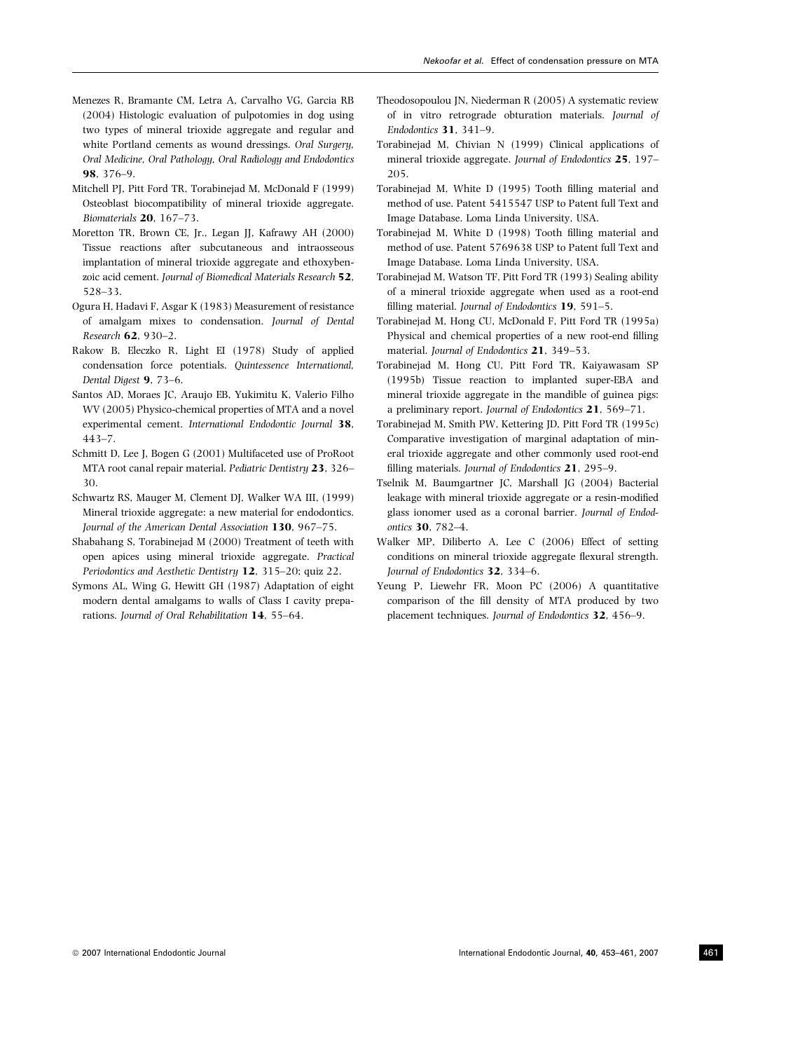Menezes R, Bramante CM, Letra A, Carvalho VG, Garcia RB (2004) Histologic evaluation of pulpotomies in dog using two types of mineral trioxide aggregate and regular and white Portland cements as wound dressings. *Oral Surgery, Oral Medicine, Oral Pathology, Oral Radiology and Endodontics* **98**, 376–9.

Mitchell PJ, Pitt Ford TR, Torabinejad M, McDonald F (1999) Osteoblast biocompatibility of mineral trioxide aggregate. *Biomaterials* **20**, 167–73.

Moretton TR, Brown CE, Jr., Legan JJ, Kafrawy AH (2000) Tissue reactions after subcutaneous and intraosseous implantation of mineral trioxide aggregate and ethoxybenzoic acid cement. *Journal of Biomedical Materials Research* **52**, 528–33.

Ogura H, Hadavi F, Asgar K (1983) Measurement of resistance of amalgam mixes to condensation. *Journal of Dental Research* **62**, 930–2.

Rakow B, Eleczko R, Light EI (1978) Study of applied condensation force potentials. *Quintessence International, Dental Digest* **9**, 73–6.

Santos AD, Moraes JC, Araujo EB, Yukimitu K, Valerio Filho WV (2005) Physico-chemical properties of MTA and a novel experimental cement. *International Endodontic Journal* **38**, 443–7.

Schmitt D, Lee J, Bogen G (2001) Multifaceted use of ProRoot MTA root canal repair material. *Pediatric Dentistry* **23**, 326–30.

Schwartz RS, Mauger M, Clement DJ, Walker WA III, (1999) Mineral trioxide aggregate: a new material for endodontics. *Journal of the American Dental Association* **130**, 967–75.

Shabahang S, Torabinejad M (2000) Treatment of teeth with open apices using mineral trioxide aggregate. *Practical Periodontics and Aesthetic Dentistry* **12**, 315–20; quiz 22.

Symons AL, Wing G, Hewitt GH (1987) Adaptation of eight modern dental amalgams to walls of Class I cavity preparations. *Journal of Oral Rehabilitation* **14**, 55–64.

Theodosopoulou JN, Niederman R (2005) A systematic review of in vitro retrograde obturation materials. *Journal of Endodontics* **31**, 341–9.

Torabinejad M, Chivian N (1999) Clinical applications of mineral trioxide aggregate. *Journal of Endodontics* **25**, 197–205.

Torabinejad M, White D (1995) Tooth filling material and method of use. Patent 5415547 USP to Patent full Text and Image Database. Loma Linda University, USA.

Torabinejad M, White D (1998) Tooth filling material and method of use. Patent 5769638 USP to Patent full Text and Image Database. Loma Linda University, USA.

Torabinejad M, Watson TF, Pitt Ford TR (1993) Sealing ability of a mineral trioxide aggregate when used as a root-end filling material. *Journal of Endodontics* **19**, 591–5.

Torabinejad M, Hong CU, McDonald F, Pitt Ford TR (1995a) Physical and chemical properties of a new root-end filling material. *Journal of Endodontics* **21**, 349–53.

Torabinejad M, Hong CU, Pitt Ford TR, Kaiyawasam SP (1995b) Tissue reaction to implanted super-EBA and mineral trioxide aggregate in the mandible of guinea pigs: a preliminary report. *Journal of Endodontics* **21**, 569–71.

Torabinejad M, Smith PW, Kettering JD, Pitt Ford TR (1995c) Comparative investigation of marginal adaptation of mineral trioxide aggregate and other commonly used root-end filling materials. *Journal of Endodontics* **21**, 295–9.

Tselnik M, Baumgartner JC, Marshall JG (2004) Bacterial leakage with mineral trioxide aggregate or a resin-modified glass ionomer used as a coronal barrier. *Journal of Endodontics* **30**, 782–4.

Walker MP, Diliberto A, Lee C (2006) Effect of setting conditions on mineral trioxide aggregate flexural strength. *Journal of Endodontics* **32**, 334–6.

Yeung P, Liewehr FR, Moon PC (2006) A quantitative comparison of the fill density of MTA produced by two placement techniques. *Journal of Endodontics* **32**, 456–9.